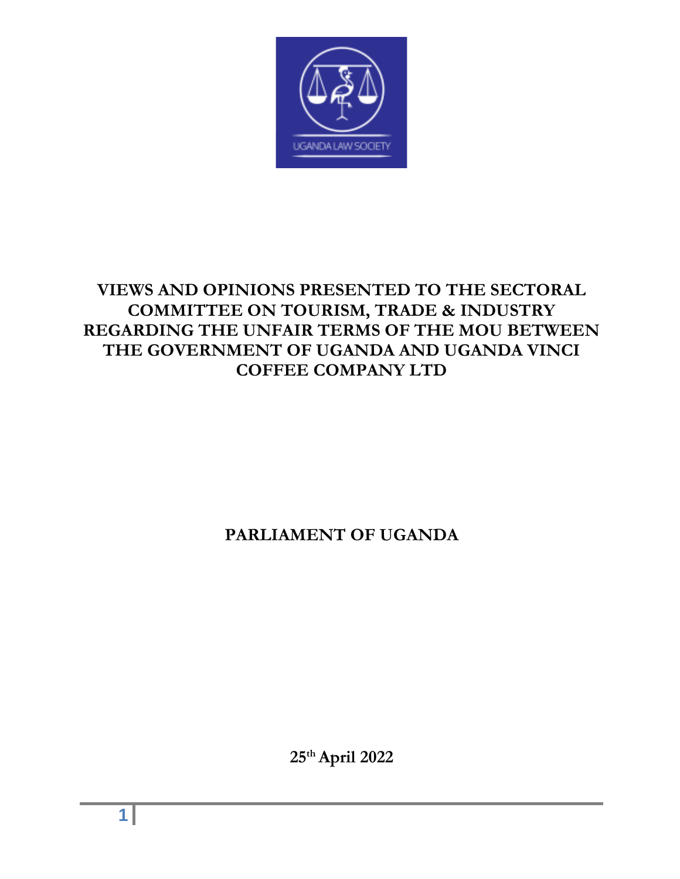# VIEWS AND OPINIONS PRESENTED TO THE SECTORAL COMMITTEE ON TOURISM, TRADE & INDUSTRY REGARDING THE UNFAIR TERMS OF THE MOU BETWEEN THE GOVERNMENT OF UGANDA AND UGANDA VINCI COFFEE COMPANY LTD

**PARLIAMENT OF UGANDA**

**25th April 2022**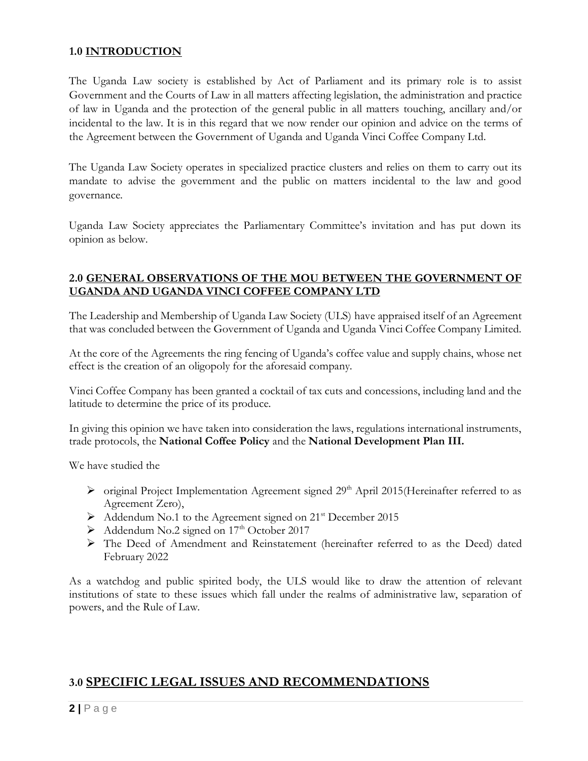## 1.0 INTRODUCTION

The Uganda Law society is established by Act of Parliament and its primary role is to assist Government and the Courts of Law in all matters affecting legislation, the administration and practice of law in Uganda and the protection of the general public in all matters touching, ancillary and/or incidental to the law. It is in this regard that we now render our opinion and advice on the terms of the Agreement between the Government of Uganda and Uganda Vinci Coffee Company Ltd.

The Uganda Law Society operates in specialized practice clusters and relies on them to carry out its mandate to advise the government and the public on matters incidental to the law and good governance.

Uganda Law Society appreciates the Parliamentary Committee's invitation and has put down its opinion as below.

## 2.0 GENERAL OBSERVATIONS OF THE MOU BETWEEN THE GOVERNMENT OF UGANDA AND UGANDA VINCI COFFEE COMPANY LTD

The Leadership and Membership of Uganda Law Society (ULS) have appraised itself of an Agreement that was concluded between the Government of Uganda and Uganda Vinci Coffee Company Limited.

At the core of the Agreements the ring fencing of Uganda's coffee value and supply chains, whose net effect is the creation of an oligopoly for the aforesaid company.

Vinci Coffee Company has been granted a cocktail of tax cuts and concessions, including land and the latitude to determine the price of its produce.

In giving this opinion we have taken into consideration the laws, regulations international instruments, trade protocols, the **National Coffee Policy** and the **National Development Plan III.**

We have studied the

- original Project Implementation Agreement signed 29th April 2015(Hereinafter referred to as Agreement Zero),
- Addendum No.1 to the Agreement signed on 21st December 2015
- Addendum No.2 signed on 17th October 2017
- The Deed of Amendment and Reinstatement (hereinafter referred to as the Deed) dated February 2022

As a watchdog and public spirited body, the ULS would like to draw the attention of relevant institutions of state to these issues which fall under the realms of administrative law, separation of powers, and the Rule of Law.

## 3.0 SPECIFIC LEGAL ISSUES AND RECOMMENDATIONS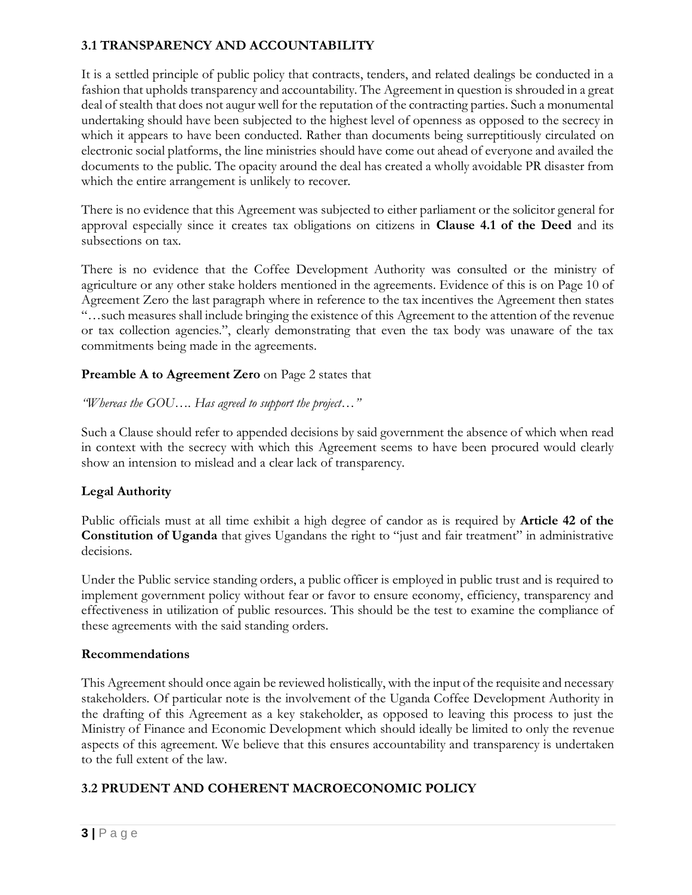## 3.1 TRANSPARENCY AND ACCOUNTABILITY

It is a settled principle of public policy that contracts, tenders, and related dealings be conducted in a fashion that upholds transparency and accountability. The Agreement in question is shrouded in a great deal of stealth that does not augur well for the reputation of the contracting parties. Such a monumental undertaking should have been subjected to the highest level of openness as opposed to the secrecy in which it appears to have been conducted. Rather than documents being surreptitiously circulated on electronic social platforms, the line ministries should have come out ahead of everyone and availed the documents to the public. The opacity around the deal has created a wholly avoidable PR disaster from which the entire arrangement is unlikely to recover.

There is no evidence that this Agreement was subjected to either parliament or the solicitor general for approval especially since it creates tax obligations on citizens in **Clause 4.1 of the Deed** and its subsections on tax.

There is no evidence that the Coffee Development Authority was consulted or the ministry of agriculture or any other stake holders mentioned in the agreements. Evidence of this is on Page 10 of Agreement Zero the last paragraph where in reference to the tax incentives the Agreement then states "…such measures shall include bringing the existence of this Agreement to the attention of the revenue or tax collection agencies.", clearly demonstrating that even the tax body was unaware of the tax commitments being made in the agreements.

**Preamble A to Agreement Zero** on Page 2 states that

*"Whereas the GOU…. Has agreed to support the project…"*

Such a Clause should refer to appended decisions by said government the absence of which when read in context with the secrecy with which this Agreement seems to have been procured would clearly show an intension to mislead and a clear lack of transparency.

### Legal Authority

Public officials must at all time exhibit a high degree of candor as is required by **Article 42 of the Constitution of Uganda** that gives Ugandans the right to "just and fair treatment" in administrative decisions.

Under the Public service standing orders, a public officer is employed in public trust and is required to implement government policy without fear or favor to ensure economy, efficiency, transparency and effectiveness in utilization of public resources. This should be the test to examine the compliance of these agreements with the said standing orders.

### Recommendations

This Agreement should once again be reviewed holistically, with the input of the requisite and necessary stakeholders. Of particular note is the involvement of the Uganda Coffee Development Authority in the drafting of this Agreement as a key stakeholder, as opposed to leaving this process to just the Ministry of Finance and Economic Development which should ideally be limited to only the revenue aspects of this agreement. We believe that this ensures accountability and transparency is undertaken to the full extent of the law.

## 3.2 PRUDENT AND COHERENT MACROECONOMIC POLICY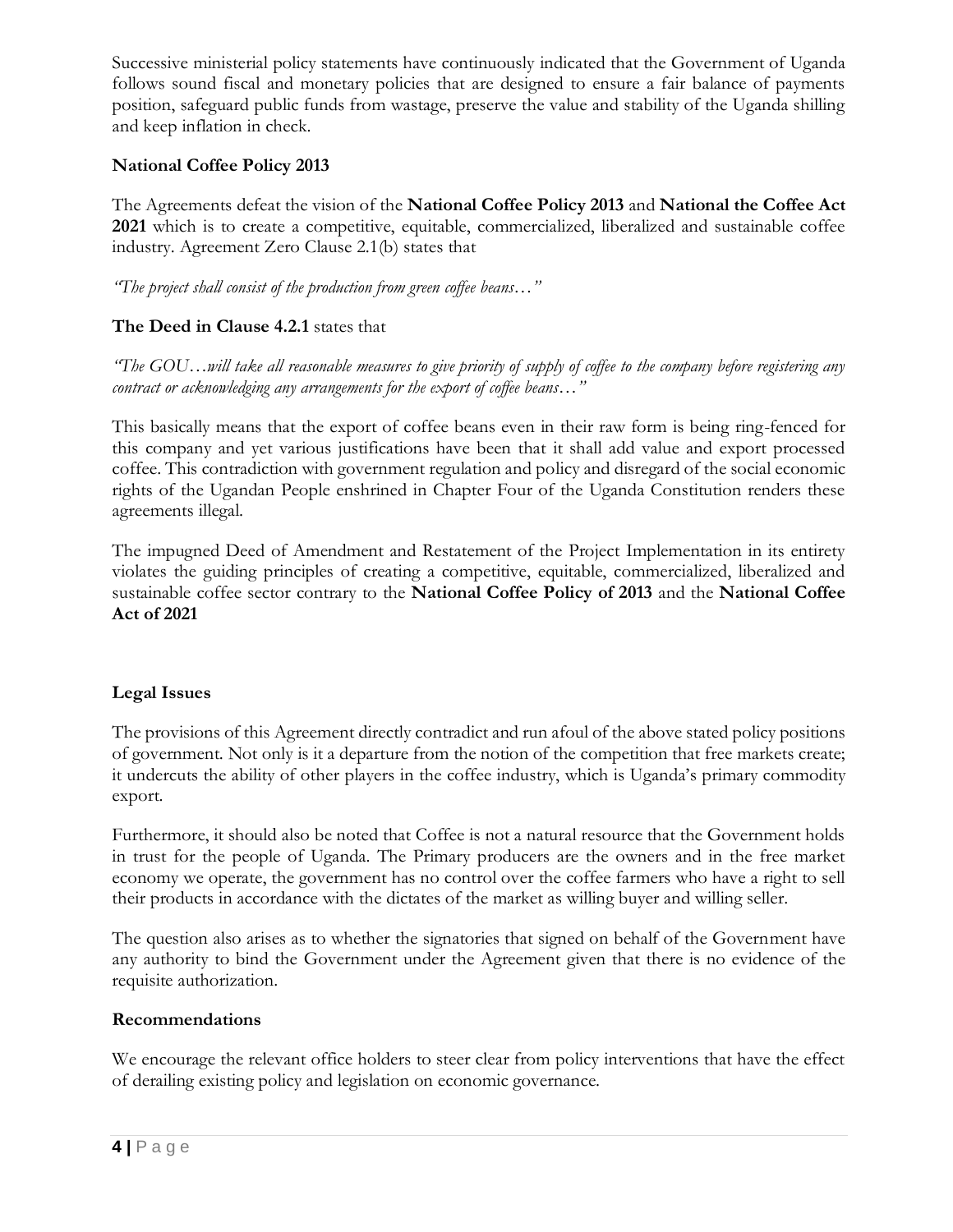Successive ministerial policy statements have continuously indicated that the Government of Uganda follows sound fiscal and monetary policies that are designed to ensure a fair balance of payments position, safeguard public funds from wastage, preserve the value and stability of the Uganda shilling and keep inflation in check.

**National Coffee Policy 2013**

The Agreements defeat the vision of the **National Coffee Policy 2013** and **National the Coffee Act 2021** which is to create a competitive, equitable, commercialized, liberalized and sustainable coffee industry. Agreement Zero Clause 2.1(b) states that

*"The project shall consist of the production from green coffee beans…"*

**The Deed in Clause 4.2.1** states that

*"The GOU…will take all reasonable measures to give priority of supply of coffee to the company before registering any contract or acknowledging any arrangements for the export of coffee beans…"*

This basically means that the export of coffee beans even in their raw form is being ring-fenced for this company and yet various justifications have been that it shall add value and export processed coffee. This contradiction with government regulation and policy and disregard of the social economic rights of the Ugandan People enshrined in Chapter Four of the Uganda Constitution renders these agreements illegal.

The impugned Deed of Amendment and Restatement of the Project Implementation in its entirety violates the guiding principles of creating a competitive, equitable, commercialized, liberalized and sustainable coffee sector contrary to the **National Coffee Policy of 2013** and the **National Coffee Act of 2021**

**Legal Issues**

The provisions of this Agreement directly contradict and run afoul of the above stated policy positions of government. Not only is it a departure from the notion of the competition that free markets create; it undercuts the ability of other players in the coffee industry, which is Uganda's primary commodity export.

Furthermore, it should also be noted that Coffee is not a natural resource that the Government holds in trust for the people of Uganda. The Primary producers are the owners and in the free market economy we operate, the government has no control over the coffee farmers who have a right to sell their products in accordance with the dictates of the market as willing buyer and willing seller.

The question also arises as to whether the signatories that signed on behalf of the Government have any authority to bind the Government under the Agreement given that there is no evidence of the requisite authorization.

**Recommendations**

We encourage the relevant office holders to steer clear from policy interventions that have the effect of derailing existing policy and legislation on economic governance.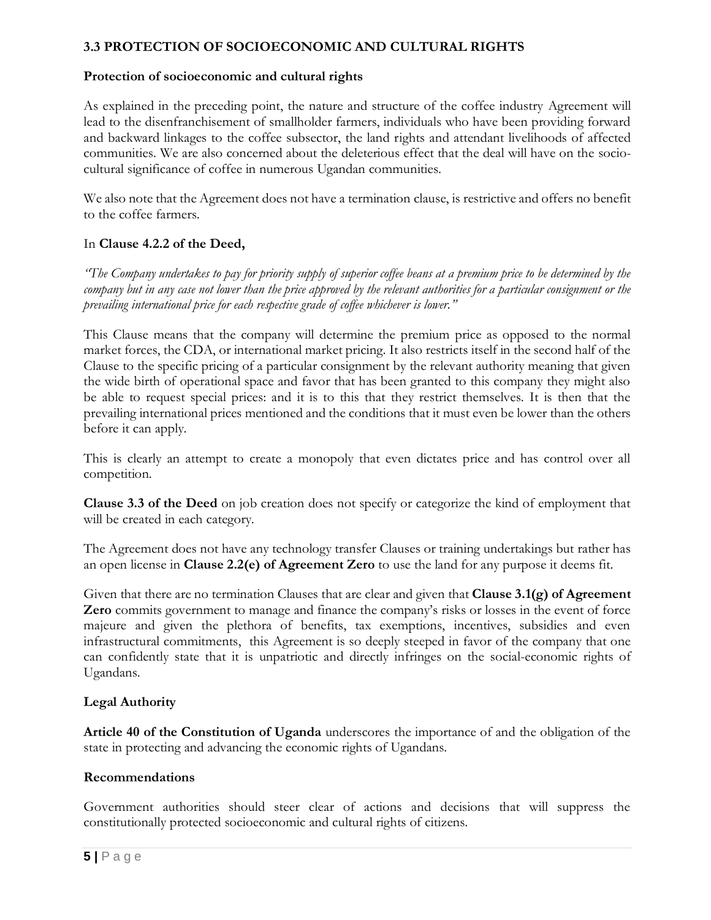## 3.3 PROTECTION OF SOCIOECONOMIC AND CULTURAL RIGHTS

**Protection of socioeconomic and cultural rights**

As explained in the preceding point, the nature and structure of the coffee industry Agreement will lead to the disenfranchisement of smallholder farmers, individuals who have been providing forward and backward linkages to the coffee subsector, the land rights and attendant livelihoods of affected communities. We are also concerned about the deleterious effect that the deal will have on the socio-cultural significance of coffee in numerous Ugandan communities.

We also note that the Agreement does not have a termination clause, is restrictive and offers no benefit to the coffee farmers.

In **Clause 4.2.2 of the Deed,**

*"The Company undertakes to pay for priority supply of superior coffee beans at a premium price to be determined by the company but in any case not lower than the price approved by the relevant authorities for a particular consignment or the prevailing international price for each respective grade of coffee whichever is lower."*

This Clause means that the company will determine the premium price as opposed to the normal market forces, the CDA, or international market pricing. It also restricts itself in the second half of the Clause to the specific pricing of a particular consignment by the relevant authority meaning that given the wide birth of operational space and favor that has been granted to this company they might also be able to request special prices: and it is to this that they restrict themselves. It is then that the prevailing international prices mentioned and the conditions that it must even be lower than the others before it can apply.

This is clearly an attempt to create a monopoly that even dictates price and has control over all competition.

**Clause 3.3 of the Deed** on job creation does not specify or categorize the kind of employment that will be created in each category.

The Agreement does not have any technology transfer Clauses or training undertakings but rather has an open license in **Clause 2.2(e) of Agreement Zero** to use the land for any purpose it deems fit.

Given that there are no termination Clauses that are clear and given that **Clause 3.1(g) of Agreement Zero** commits government to manage and finance the company's risks or losses in the event of force majeure and given the plethora of benefits, tax exemptions, incentives, subsidies and even infrastructural commitments, this Agreement is so deeply steeped in favor of the company that one can confidently state that it is unpatriotic and directly infringes on the social-economic rights of Ugandans.

**Legal Authority**

**Article 40 of the Constitution of Uganda** underscores the importance of and the obligation of the state in protecting and advancing the economic rights of Ugandans.

**Recommendations**

Government authorities should steer clear of actions and decisions that will suppress the constitutionally protected socioeconomic and cultural rights of citizens.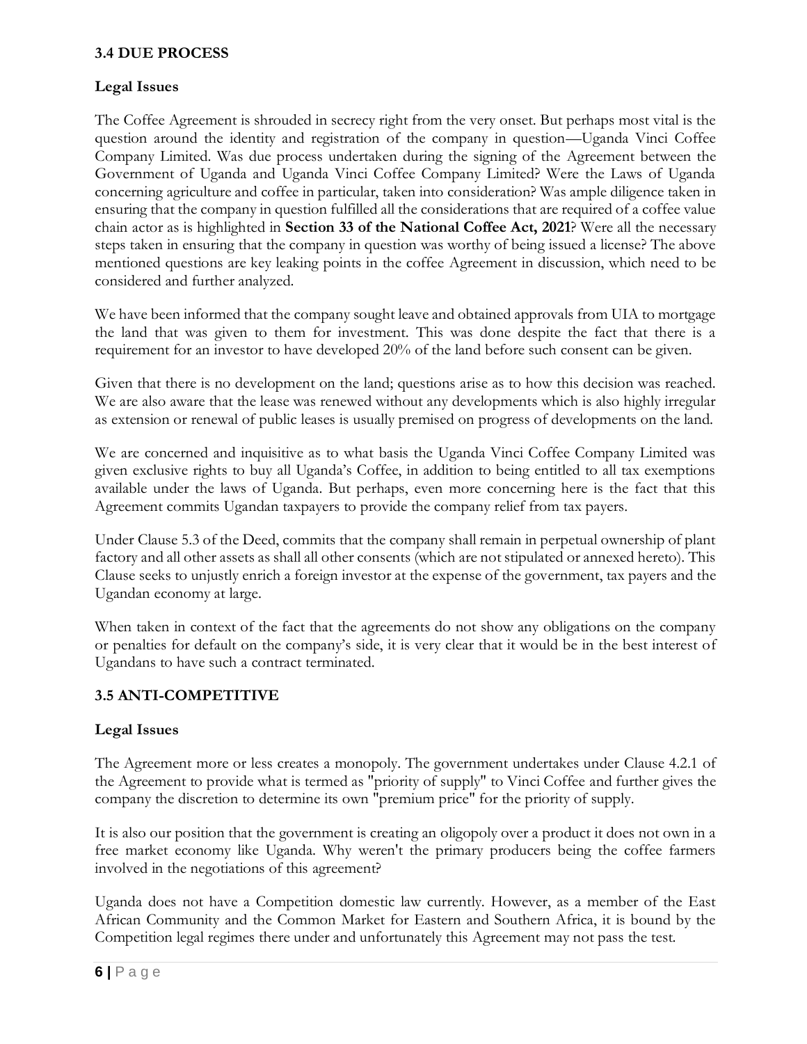### 3.4 DUE PROCESS

**Legal Issues**

The Coffee Agreement is shrouded in secrecy right from the very onset. But perhaps most vital is the question around the identity and registration of the company in question—Uganda Vinci Coffee Company Limited. Was due process undertaken during the signing of the Agreement between the Government of Uganda and Uganda Vinci Coffee Company Limited? Were the Laws of Uganda concerning agriculture and coffee in particular, taken into consideration? Was ample diligence taken in ensuring that the company in question fulfilled all the considerations that are required of a coffee value chain actor as is highlighted in **Section 33 of the National Coffee Act, 2021**? Were all the necessary steps taken in ensuring that the company in question was worthy of being issued a license? The above mentioned questions are key leaking points in the coffee Agreement in discussion, which need to be considered and further analyzed.

We have been informed that the company sought leave and obtained approvals from UIA to mortgage the land that was given to them for investment. This was done despite the fact that there is a requirement for an investor to have developed 20% of the land before such consent can be given.

Given that there is no development on the land; questions arise as to how this decision was reached. We are also aware that the lease was renewed without any developments which is also highly irregular as extension or renewal of public leases is usually premised on progress of developments on the land.

We are concerned and inquisitive as to what basis the Uganda Vinci Coffee Company Limited was given exclusive rights to buy all Uganda's Coffee, in addition to being entitled to all tax exemptions available under the laws of Uganda. But perhaps, even more concerning here is the fact that this Agreement commits Ugandan taxpayers to provide the company relief from tax payers.

Under Clause 5.3 of the Deed, commits that the company shall remain in perpetual ownership of plant factory and all other assets as shall all other consents (which are not stipulated or annexed hereto). This Clause seeks to unjustly enrich a foreign investor at the expense of the government, tax payers and the Ugandan economy at large.

When taken in context of the fact that the agreements do not show any obligations on the company or penalties for default on the company's side, it is very clear that it would be in the best interest of Ugandans to have such a contract terminated.

### 3.5 ANTI-COMPETITIVE

**Legal Issues**

The Agreement more or less creates a monopoly. The government undertakes under Clause 4.2.1 of the Agreement to provide what is termed as "priority of supply" to Vinci Coffee and further gives the company the discretion to determine its own "premium price" for the priority of supply.

It is also our position that the government is creating an oligopoly over a product it does not own in a free market economy like Uganda. Why weren't the primary producers being the coffee farmers involved in the negotiations of this agreement?

Uganda does not have a Competition domestic law currently. However, as a member of the East African Community and the Common Market for Eastern and Southern Africa, it is bound by the Competition legal regimes there under and unfortunately this Agreement may not pass the test.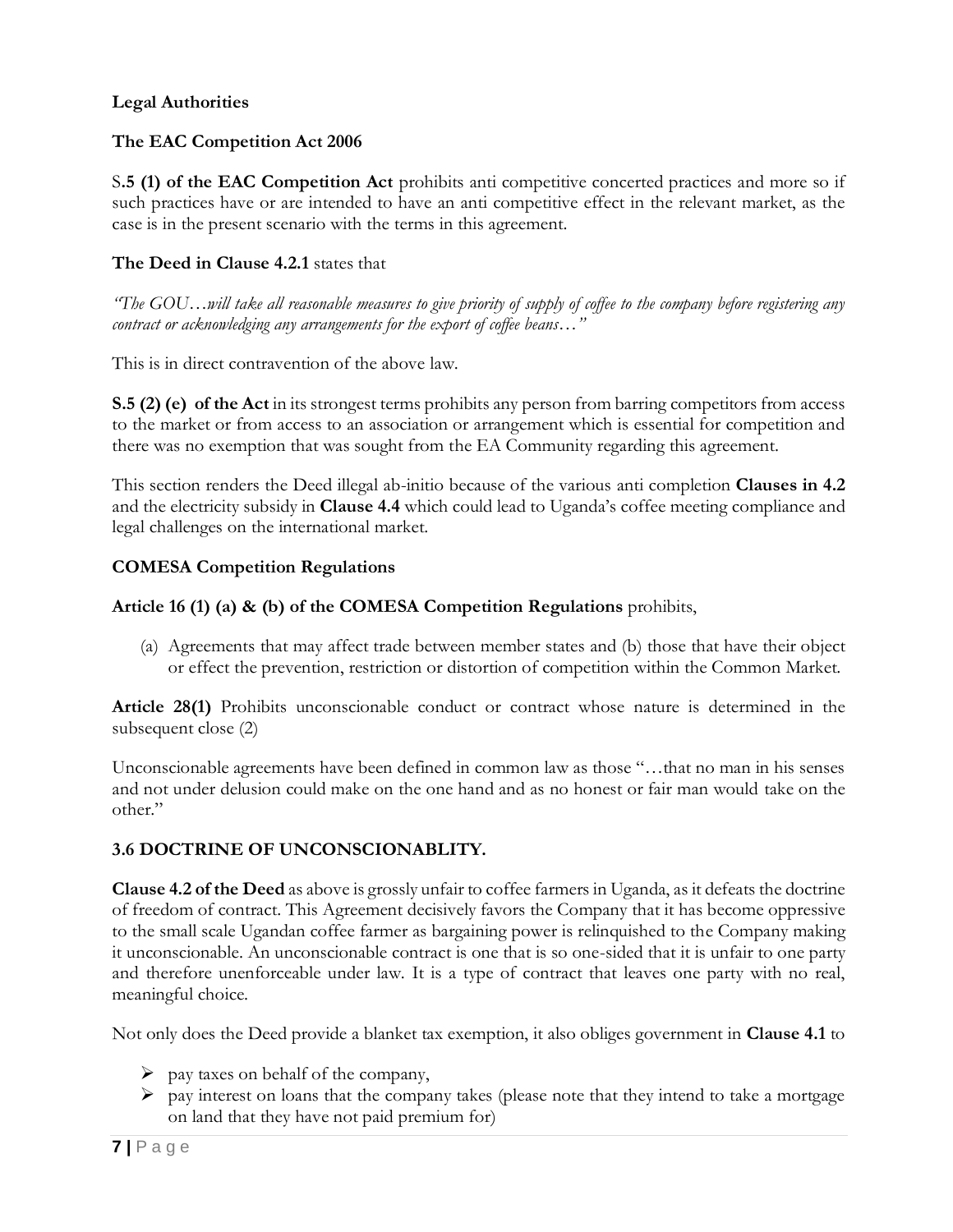**Legal Authorities**

**The EAC Competition Act 2006**

S**.5 (1) of the EAC Competition Act** prohibits anti competitive concerted practices and more so if such practices have or are intended to have an anti competitive effect in the relevant market, as the case is in the present scenario with the terms in this agreement.

**The Deed in Clause 4.2.1** states that

*"The GOU…will take all reasonable measures to give priority of supply of coffee to the company before registering any contract or acknowledging any arrangements for the export of coffee beans…"*

This is in direct contravention of the above law.

**S.5 (2) (e) of the Act** in its strongest terms prohibits any person from barring competitors from access to the market or from access to an association or arrangement which is essential for competition and there was no exemption that was sought from the EA Community regarding this agreement.

This section renders the Deed illegal ab-initio because of the various anti completion **Clauses in 4.2** and the electricity subsidy in **Clause 4.4** which could lead to Uganda's coffee meeting compliance and legal challenges on the international market.

**COMESA Competition Regulations**

**Article 16 (1) (a) & (b) of the COMESA Competition Regulations** prohibits,

(a) Agreements that may affect trade between member states and (b) those that have their object or effect the prevention, restriction or distortion of competition within the Common Market.

**Article 28(1)** Prohibits unconscionable conduct or contract whose nature is determined in the subsequent close (2)

Unconscionable agreements have been defined in common law as those "…that no man in his senses and not under delusion could make on the one hand and as no honest or fair man would take on the other."

**3.6 DOCTRINE OF UNCONSCIONABLITY.**

**Clause 4.2 of the Deed** as above is grossly unfair to coffee farmers in Uganda, as it defeats the doctrine of freedom of contract. This Agreement decisively favors the Company that it has become oppressive to the small scale Ugandan coffee farmer as bargaining power is relinquished to the Company making it unconscionable. An unconscionable contract is one that is so one-sided that it is unfair to one party and therefore unenforceable under law. It is a type of contract that leaves one party with no real, meaningful choice.

Not only does the Deed provide a blanket tax exemption, it also obliges government in **Clause 4.1** to

- pay taxes on behalf of the company,
- pay interest on loans that the company takes (please note that they intend to take a mortgage on land that they have not paid premium for)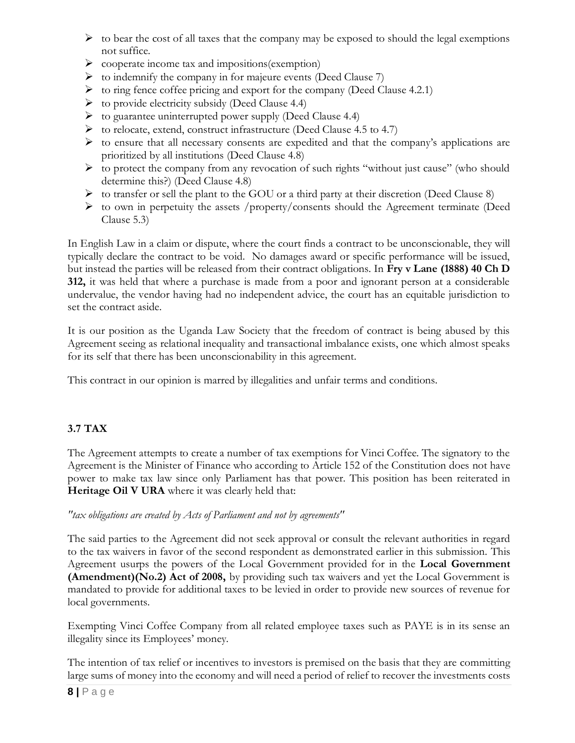- to bear the cost of all taxes that the company may be exposed to should the legal exemptions not suffice.
- cooperate income tax and impositions(exemption)
- to indemnify the company in for majeure events (Deed Clause 7)
- to ring fence coffee pricing and export for the company (Deed Clause 4.2.1)
- to provide electricity subsidy (Deed Clause 4.4)
- to guarantee uninterrupted power supply (Deed Clause 4.4)
- to relocate, extend, construct infrastructure (Deed Clause 4.5 to 4.7)
- to ensure that all necessary consents are expedited and that the company's applications are prioritized by all institutions (Deed Clause 4.8)
- to protect the company from any revocation of such rights "without just cause" (who should determine this?) (Deed Clause 4.8)
- to transfer or sell the plant to the GOU or a third party at their discretion (Deed Clause 8)
- to own in perpetuity the assets /property/consents should the Agreement terminate (Deed Clause 5.3)

In English Law in a claim or dispute, where the court finds a contract to be unconscionable, they will typically declare the contract to be void. No damages award or specific performance will be issued, but instead the parties will be released from their contract obligations. In **Fry v Lane (1888) 40 Ch D 312,** it was held that where a purchase is made from a poor and ignorant person at a considerable undervalue, the vendor having had no independent advice, the court has an equitable jurisdiction to set the contract aside.

It is our position as the Uganda Law Society that the freedom of contract is being abused by this Agreement seeing as relational inequality and transactional imbalance exists, one which almost speaks for its self that there has been unconscionability in this agreement.

This contract in our opinion is marred by illegalities and unfair terms and conditions.

### 3.7 TAX

The Agreement attempts to create a number of tax exemptions for Vinci Coffee. The signatory to the Agreement is the Minister of Finance who according to Article 152 of the Constitution does not have power to make tax law since only Parliament has that power. This position has been reiterated in **Heritage Oil V URA** where it was clearly held that:

*"tax obligations are created by Acts of Parliament and not by agreements"*

The said parties to the Agreement did not seek approval or consult the relevant authorities in regard to the tax waivers in favor of the second respondent as demonstrated earlier in this submission. This Agreement usurps the powers of the Local Government provided for in the **Local Government (Amendment)(No.2) Act of 2008,** by providing such tax waivers and yet the Local Government is mandated to provide for additional taxes to be levied in order to provide new sources of revenue for local governments.

Exempting Vinci Coffee Company from all related employee taxes such as PAYE is in its sense an illegality since its Employees' money.

The intention of tax relief or incentives to investors is premised on the basis that they are committing large sums of money into the economy and will need a period of relief to recover the investments costs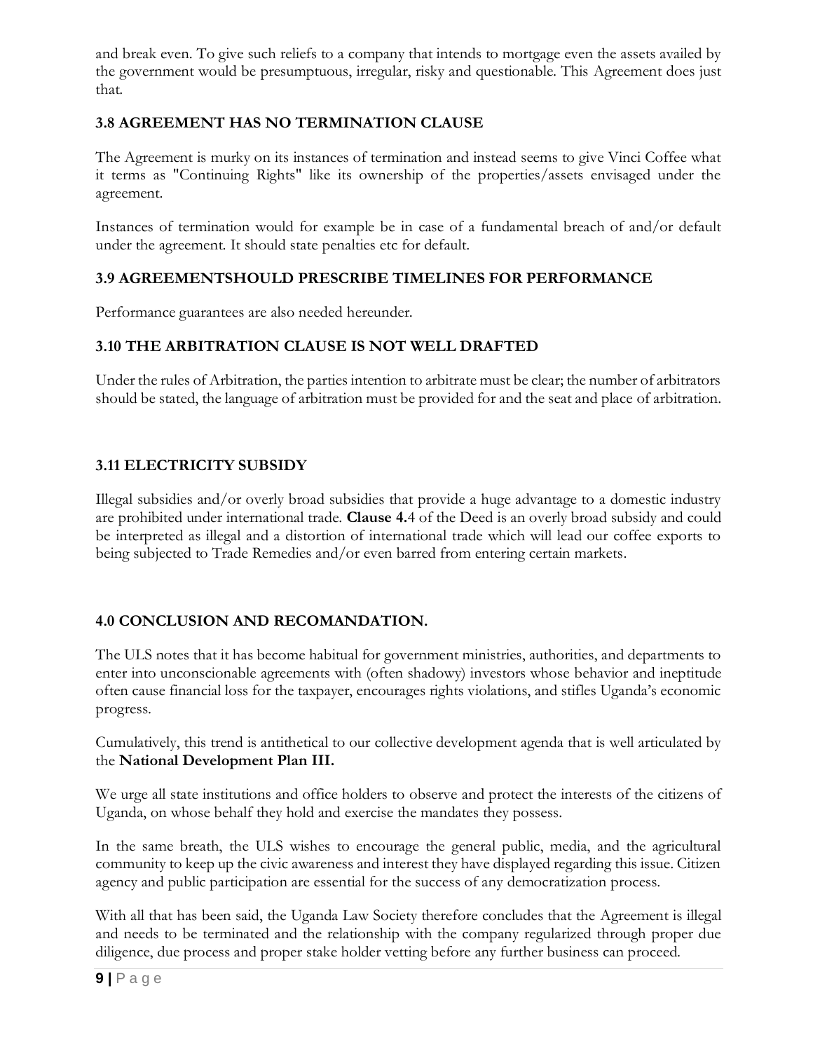and break even. To give such reliefs to a company that intends to mortgage even the assets availed by the government would be presumptuous, irregular, risky and questionable. This Agreement does just that.

### 3.8 AGREEMENT HAS NO TERMINATION CLAUSE

The Agreement is murky on its instances of termination and instead seems to give Vinci Coffee what it terms as "Continuing Rights" like its ownership of the properties/assets envisaged under the agreement.

Instances of termination would for example be in case of a fundamental breach of and/or default under the agreement. It should state penalties etc for default.

### 3.9 AGREEMENTSHOULD PRESCRIBE TIMELINES FOR PERFORMANCE

Performance guarantees are also needed hereunder.

### 3.10 THE ARBITRATION CLAUSE IS NOT WELL DRAFTED

Under the rules of Arbitration, the parties intention to arbitrate must be clear; the number of arbitrators should be stated, the language of arbitration must be provided for and the seat and place of arbitration.

### 3.11 ELECTRICITY SUBSIDY

Illegal subsidies and/or overly broad subsidies that provide a huge advantage to a domestic industry are prohibited under international trade. **Clause 4.**4 of the Deed is an overly broad subsidy and could be interpreted as illegal and a distortion of international trade which will lead our coffee exports to being subjected to Trade Remedies and/or even barred from entering certain markets.

## 4.0 CONCLUSION AND RECOMANDATION.

The ULS notes that it has become habitual for government ministries, authorities, and departments to enter into unconscionable agreements with (often shadowy) investors whose behavior and ineptitude often cause financial loss for the taxpayer, encourages rights violations, and stifles Uganda's economic progress.

Cumulatively, this trend is antithetical to our collective development agenda that is well articulated by the **National Development Plan III.**

We urge all state institutions and office holders to observe and protect the interests of the citizens of Uganda, on whose behalf they hold and exercise the mandates they possess.

In the same breath, the ULS wishes to encourage the general public, media, and the agricultural community to keep up the civic awareness and interest they have displayed regarding this issue. Citizen agency and public participation are essential for the success of any democratization process.

With all that has been said, the Uganda Law Society therefore concludes that the Agreement is illegal and needs to be terminated and the relationship with the company regularized through proper due diligence, due process and proper stake holder vetting before any further business can proceed.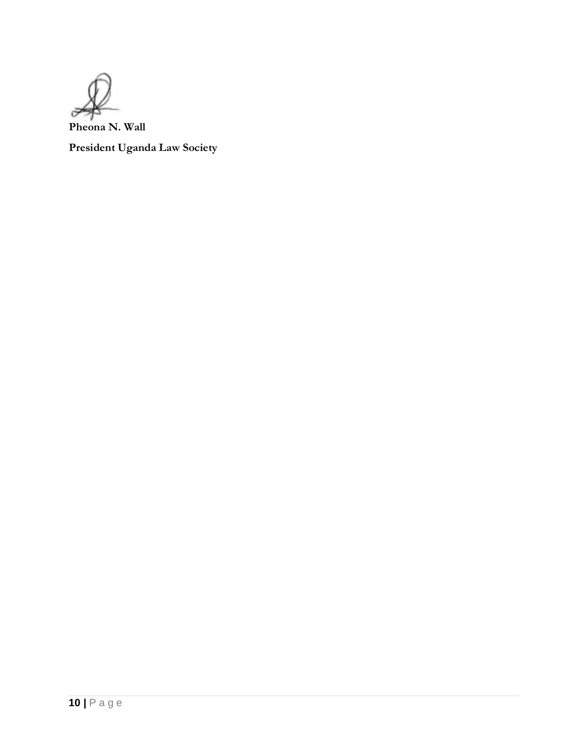**Pheona N. Wall**

**President Uganda Law Society**